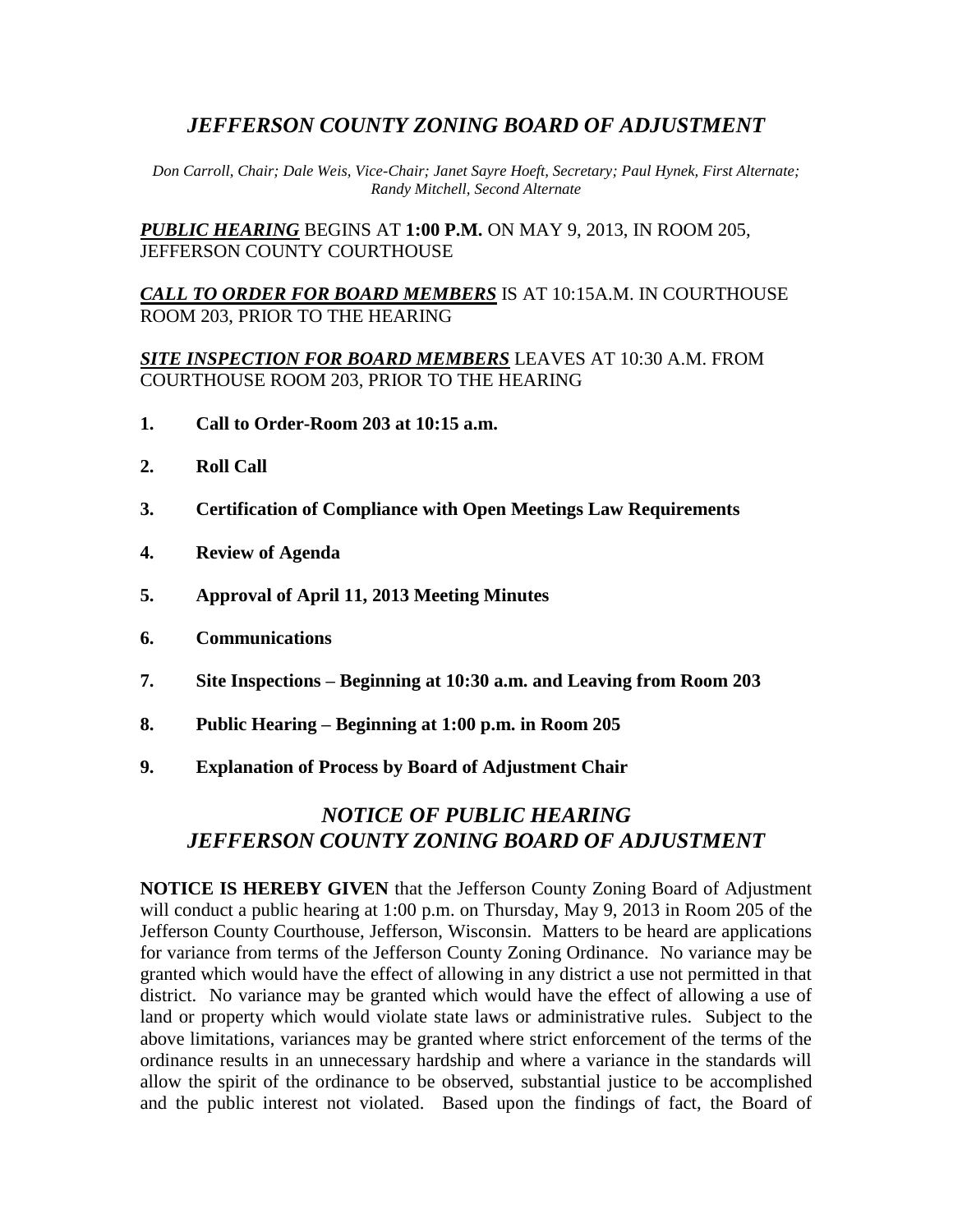# *JEFFERSON COUNTY ZONING BOARD OF ADJUSTMENT*

*Don Carroll, Chair; Dale Weis, Vice-Chair; Janet Sayre Hoeft, Secretary; Paul Hynek, First Alternate; Randy Mitchell, Second Alternate*

***PUBLIC HEARING*** BEGINS AT **1:00 P.M.** ON MAY 9, 2013, IN ROOM 205, JEFFERSON COUNTY COURTHOUSE

***CALL TO ORDER FOR BOARD MEMBERS*** IS AT 10:15A.M. IN COURTHOUSE ROOM 203, PRIOR TO THE HEARING

***SITE INSPECTION FOR BOARD MEMBERS*** LEAVES AT 10:30 A.M. FROM COURTHOUSE ROOM 203, PRIOR TO THE HEARING

1. **Call to Order-Room 203 at 10:15 a.m.**
2. **Roll Call**
3. **Certification of Compliance with Open Meetings Law Requirements**
4. **Review of Agenda**
5. **Approval of April 11, 2013 Meeting Minutes**
6. **Communications**
7. **Site Inspections – Beginning at 10:30 a.m. and Leaving from Room 203**
8. **Public Hearing – Beginning at 1:00 p.m. in Room 205**
9. **Explanation of Process by Board of Adjustment Chair**

## *NOTICE OF PUBLIC HEARING*
## *JEFFERSON COUNTY ZONING BOARD OF ADJUSTMENT*

**NOTICE IS HEREBY GIVEN** that the Jefferson County Zoning Board of Adjustment will conduct a public hearing at 1:00 p.m. on Thursday, May 9, 2013 in Room 205 of the Jefferson County Courthouse, Jefferson, Wisconsin. Matters to be heard are applications for variance from terms of the Jefferson County Zoning Ordinance. No variance may be granted which would have the effect of allowing in any district a use not permitted in that district. No variance may be granted which would have the effect of allowing a use of land or property which would violate state laws or administrative rules. Subject to the above limitations, variances may be granted where strict enforcement of the terms of the ordinance results in an unnecessary hardship and where a variance in the standards will allow the spirit of the ordinance to be observed, substantial justice to be accomplished and the public interest not violated. Based upon the findings of fact, the Board of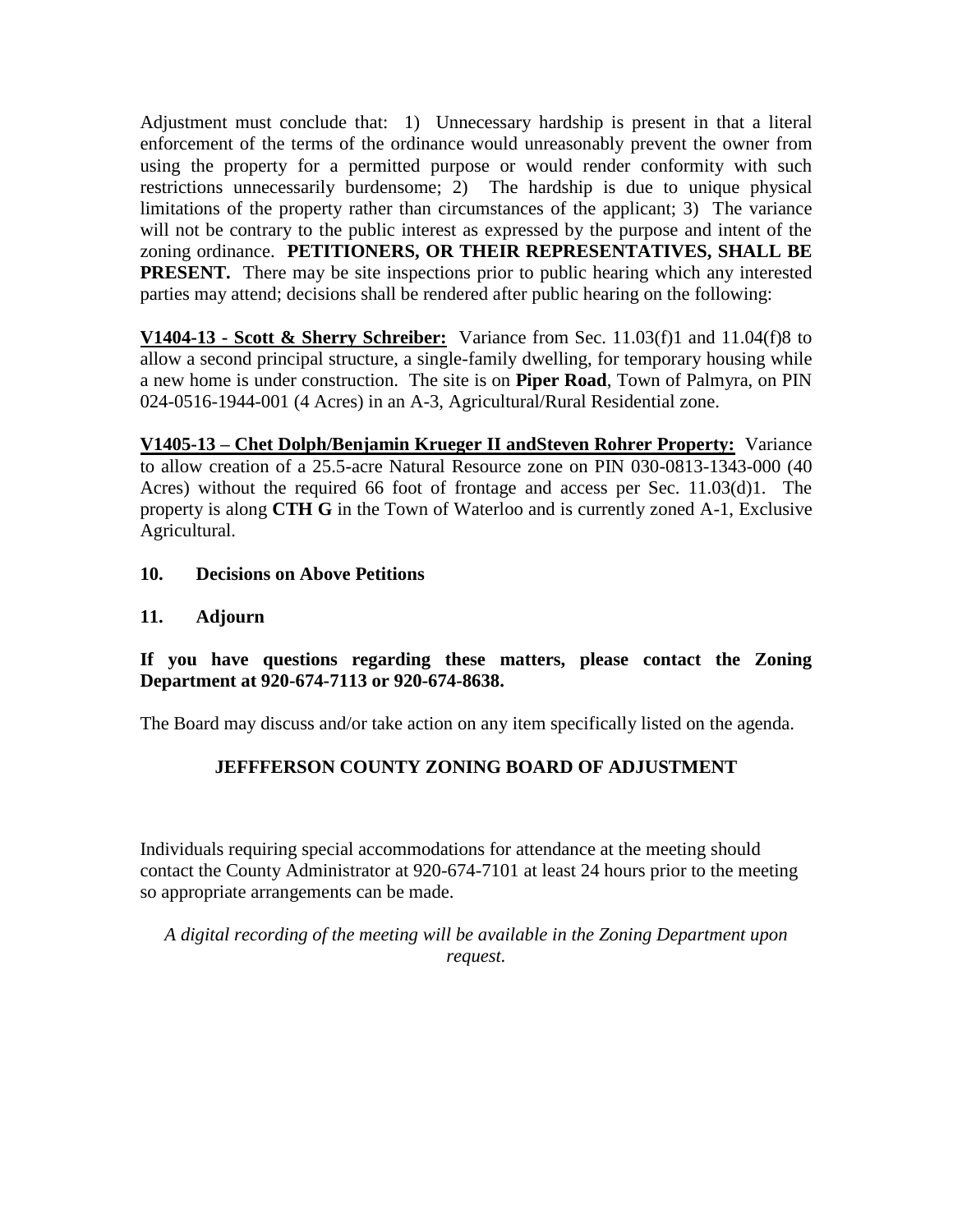Adjustment must conclude that: 1) Unnecessary hardship is present in that a literal enforcement of the terms of the ordinance would unreasonably prevent the owner from using the property for a permitted purpose or would render conformity with such restrictions unnecessarily burdensome; 2) The hardship is due to unique physical limitations of the property rather than circumstances of the applicant; 3) The variance will not be contrary to the public interest as expressed by the purpose and intent of the zoning ordinance. **PETITIONERS, OR THEIR REPRESENTATIVES, SHALL BE PRESENT.** There may be site inspections prior to public hearing which any interested parties may attend; decisions shall be rendered after public hearing on the following:

**V1404-13 - Scott & Sherry Schreiber:** Variance from Sec. 11.03(f)1 and 11.04(f)8 to allow a second principal structure, a single-family dwelling, for temporary housing while a new home is under construction. The site is on **Piper Road**, Town of Palmyra, on PIN 024-0516-1944-001 (4 Acres) in an A-3, Agricultural/Rural Residential zone.

**V1405-13 – Chet Dolph/Benjamin Krueger II andSteven Rohrer Property:** Variance to allow creation of a 25.5-acre Natural Resource zone on PIN 030-0813-1343-000 (40 Acres) without the required 66 foot of frontage and access per Sec. 11.03(d)1. The property is along **CTH G** in the Town of Waterloo and is currently zoned A-1, Exclusive Agricultural.

**10. Decisions on Above Petitions**

**11. Adjourn**

**If you have questions regarding these matters, please contact the Zoning Department at 920-674-7113 or 920-674-8638.**

The Board may discuss and/or take action on any item specifically listed on the agenda.

**JEFFFERSON COUNTY ZONING BOARD OF ADJUSTMENT**

Individuals requiring special accommodations for attendance at the meeting should contact the County Administrator at 920-674-7101 at least 24 hours prior to the meeting so appropriate arrangements can be made.

*A digital recording of the meeting will be available in the Zoning Department upon request.*